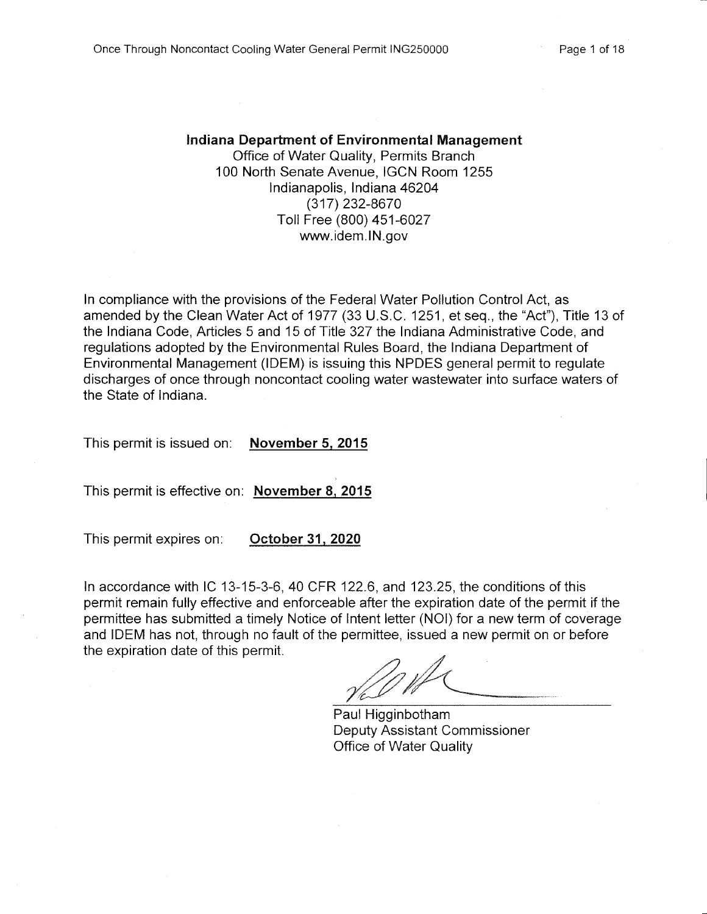**Indiana Department of Environmental Management**
Office of Water Quality, Permits Branch
100 North Senate Avenue, IGCN Room 1255
Indianapolis, Indiana 46204
(317) 232-8670
Toll Free (800) 451-6027
www.idem.IN.gov

In compliance with the provisions of the Federal Water Pollution Control Act, as amended by the Clean Water Act of 1977 (33 U.S.C. 1251, et seq., the "Act"), Title 13 of the Indiana Code, Articles 5 and 15 of Title 327 the Indiana Administrative Code, and regulations adopted by the Environmental Rules Board, the Indiana Department of Environmental Management (IDEM) is issuing this NPDES general permit to regulate discharges of once through noncontact cooling water wastewater into surface waters of the State of Indiana.

This permit is issued on: **November 5, 2015**

This permit is effective on: **November 8, 2015**

This permit expires on: **October 31, 2020**

In accordance with IC 13-15-3-6, 40 CFR 122.6, and 123.25, the conditions of this permit remain fully effective and enforceable after the expiration date of the permit if the permittee has submitted a timely Notice of Intent letter (NOI) for a new term of coverage and IDEM has not, through no fault of the permittee, issued a new permit on or before the expiration date of this permit.

Paul Higginbotham
Deputy Assistant Commissioner
Office of Water Quality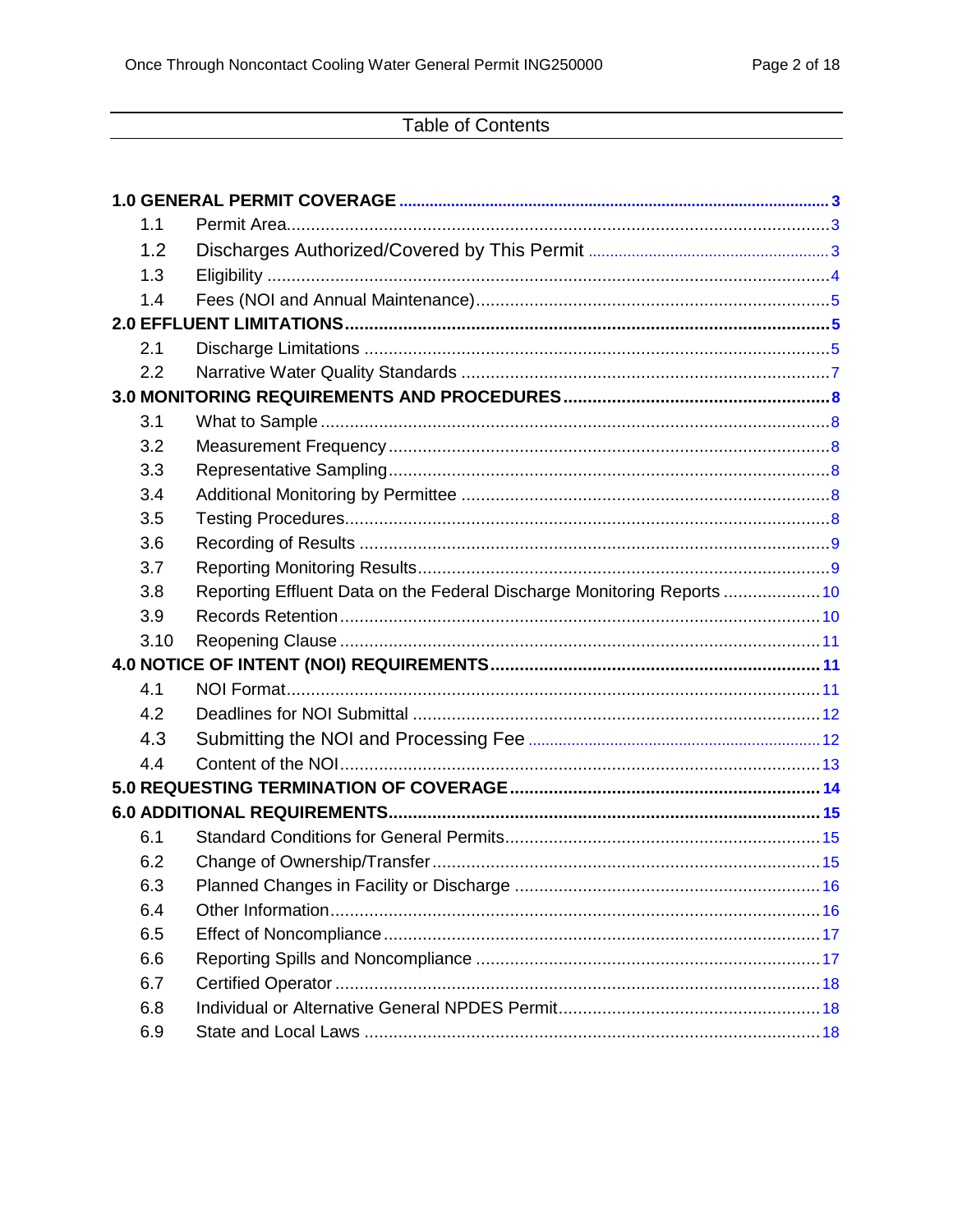# Table of Contents

**1.0 GENERAL PERMIT COVERAGE** ..... 3

- 1.1 Permit Area ..... 3
- 1.2 Discharges Authorized/Covered by This Permit ..... 3
- 1.3 Eligibility ..... 4
- 1.4 Fees (NOI and Annual Maintenance) ..... 5

**2.0 EFFLUENT LIMITATIONS** ..... 5

- 2.1 Discharge Limitations ..... 5
- 2.2 Narrative Water Quality Standards ..... 7

**3.0 MONITORING REQUIREMENTS AND PROCEDURES** ..... 8

- 3.1 What to Sample ..... 8
- 3.2 Measurement Frequency ..... 8
- 3.3 Representative Sampling ..... 8
- 3.4 Additional Monitoring by Permittee ..... 8
- 3.5 Testing Procedures ..... 8
- 3.6 Recording of Results ..... 9
- 3.7 Reporting Monitoring Results ..... 9
- 3.8 Reporting Effluent Data on the Federal Discharge Monitoring Reports ..... 10
- 3.9 Records Retention ..... 10
- 3.10 Reopening Clause ..... 11

**4.0 NOTICE OF INTENT (NOI) REQUIREMENTS** ..... 11

- 4.1 NOI Format ..... 11
- 4.2 Deadlines for NOI Submittal ..... 12
- 4.3 Submitting the NOI and Processing Fee ..... 12
- 4.4 Content of the NOI ..... 13

**5.0 REQUESTING TERMINATION OF COVERAGE** ..... 14

**6.0 ADDITIONAL REQUIREMENTS** ..... 15

- 6.1 Standard Conditions for General Permits ..... 15
- 6.2 Change of Ownership/Transfer ..... 15
- 6.3 Planned Changes in Facility or Discharge ..... 16
- 6.4 Other Information ..... 16
- 6.5 Effect of Noncompliance ..... 17
- 6.6 Reporting Spills and Noncompliance ..... 17
- 6.7 Certified Operator ..... 18
- 6.8 Individual or Alternative General NPDES Permit ..... 18
- 6.9 State and Local Laws ..... 18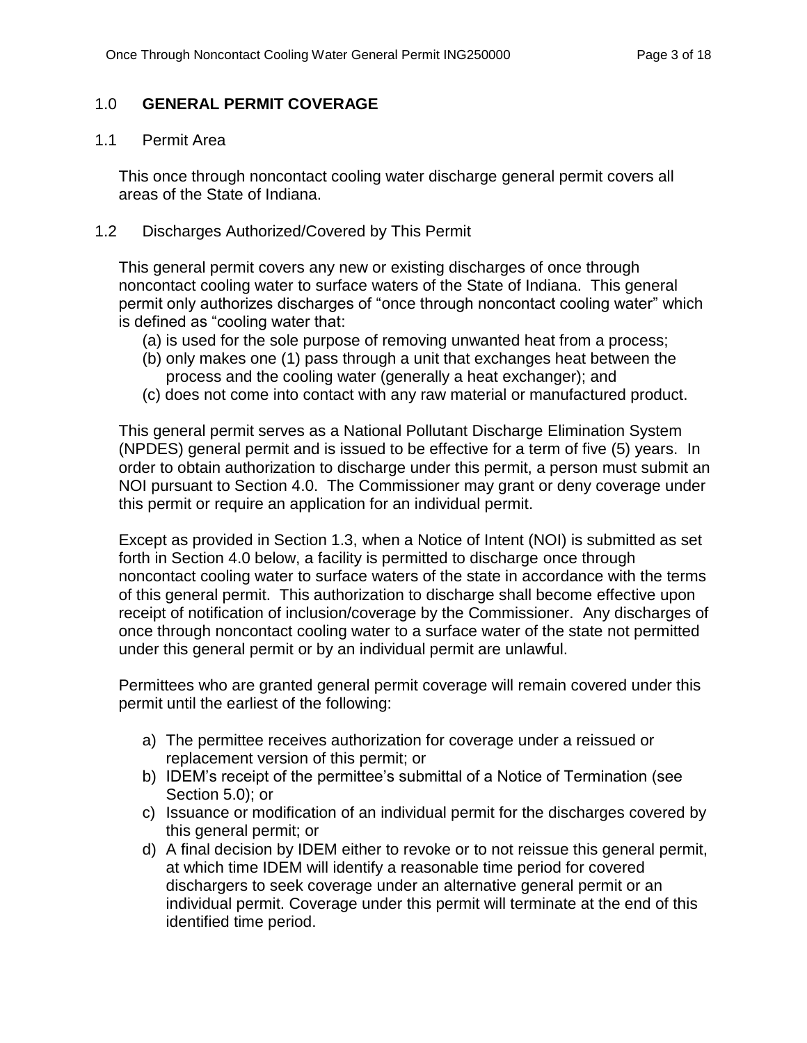## 1.0 **GENERAL PERMIT COVERAGE**

### 1.1 Permit Area

This once through noncontact cooling water discharge general permit covers all areas of the State of Indiana.

### 1.2 Discharges Authorized/Covered by This Permit

This general permit covers any new or existing discharges of once through noncontact cooling water to surface waters of the State of Indiana. This general permit only authorizes discharges of "once through noncontact cooling water" which is defined as "cooling water that:

(a) is used for the sole purpose of removing unwanted heat from a process;
(b) only makes one (1) pass through a unit that exchanges heat between the process and the cooling water (generally a heat exchanger); and
(c) does not come into contact with any raw material or manufactured product.

This general permit serves as a National Pollutant Discharge Elimination System (NPDES) general permit and is issued to be effective for a term of five (5) years. In order to obtain authorization to discharge under this permit, a person must submit an NOI pursuant to Section 4.0. The Commissioner may grant or deny coverage under this permit or require an application for an individual permit.

Except as provided in Section 1.3, when a Notice of Intent (NOI) is submitted as set forth in Section 4.0 below, a facility is permitted to discharge once through noncontact cooling water to surface waters of the state in accordance with the terms of this general permit. This authorization to discharge shall become effective upon receipt of notification of inclusion/coverage by the Commissioner. Any discharges of once through noncontact cooling water to a surface water of the state not permitted under this general permit or by an individual permit are unlawful.

Permittees who are granted general permit coverage will remain covered under this permit until the earliest of the following:

a) The permittee receives authorization for coverage under a reissued or replacement version of this permit; or
b) IDEM's receipt of the permittee's submittal of a Notice of Termination (see Section 5.0); or
c) Issuance or modification of an individual permit for the discharges covered by this general permit; or
d) A final decision by IDEM either to revoke or to not reissue this general permit, at which time IDEM will identify a reasonable time period for covered dischargers to seek coverage under an alternative general permit or an individual permit. Coverage under this permit will terminate at the end of this identified time period.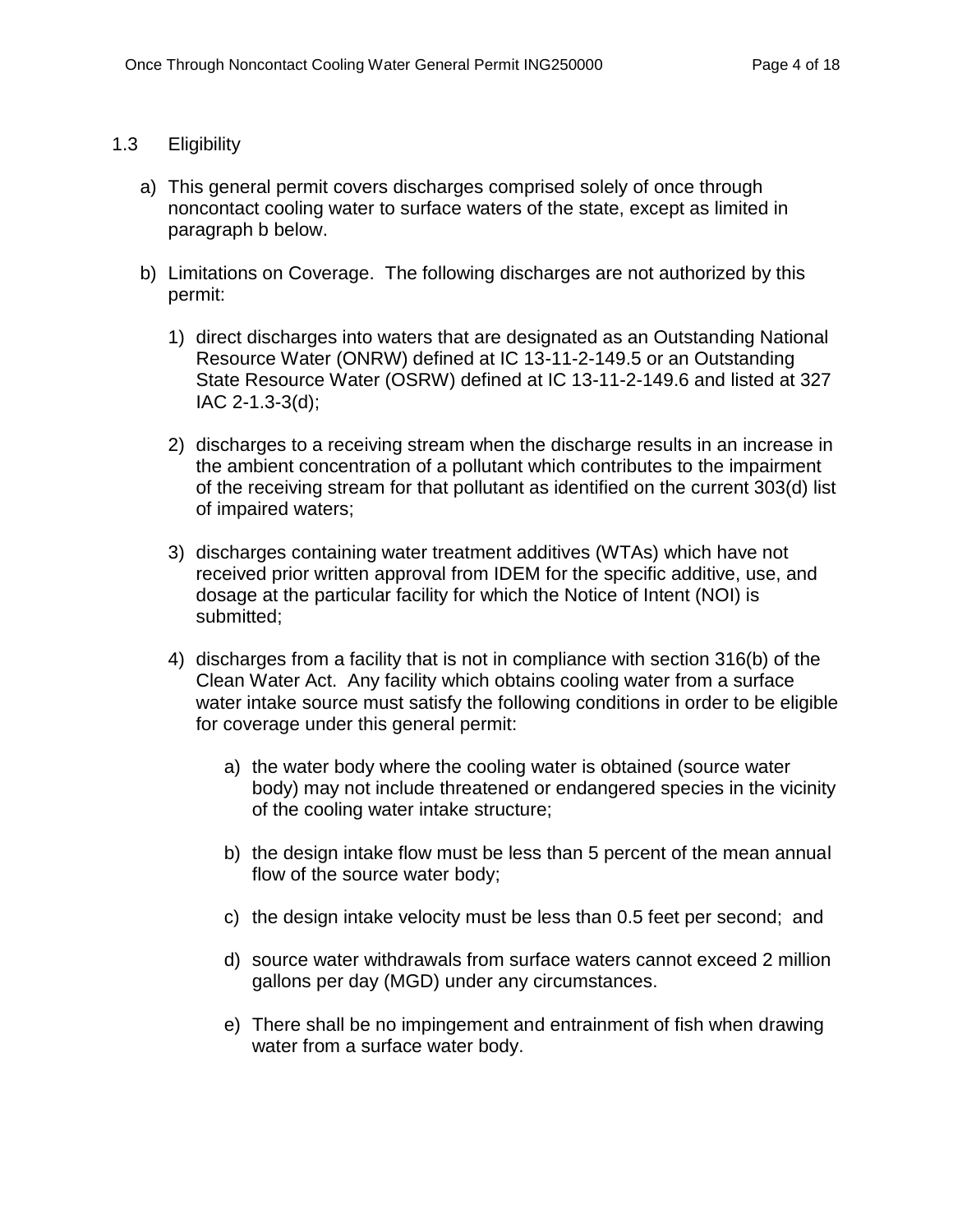## 1.3 Eligibility

a) This general permit covers discharges comprised solely of once through noncontact cooling water to surface waters of the state, except as limited in paragraph b below.

b) Limitations on Coverage. The following discharges are not authorized by this permit:

   1) direct discharges into waters that are designated as an Outstanding National Resource Water (ONRW) defined at IC 13-11-2-149.5 or an Outstanding State Resource Water (OSRW) defined at IC 13-11-2-149.6 and listed at 327 IAC 2-1.3-3(d);

   2) discharges to a receiving stream when the discharge results in an increase in the ambient concentration of a pollutant which contributes to the impairment of the receiving stream for that pollutant as identified on the current 303(d) list of impaired waters;

   3) discharges containing water treatment additives (WTAs) which have not received prior written approval from IDEM for the specific additive, use, and dosage at the particular facility for which the Notice of Intent (NOI) is submitted;

   4) discharges from a facility that is not in compliance with section 316(b) of the Clean Water Act. Any facility which obtains cooling water from a surface water intake source must satisfy the following conditions in order to be eligible for coverage under this general permit:

      a) the water body where the cooling water is obtained (source water body) may not include threatened or endangered species in the vicinity of the cooling water intake structure;

      b) the design intake flow must be less than 5 percent of the mean annual flow of the source water body;

      c) the design intake velocity must be less than 0.5 feet per second; and

      d) source water withdrawals from surface waters cannot exceed 2 million gallons per day (MGD) under any circumstances.

      e) There shall be no impingement and entrainment of fish when drawing water from a surface water body.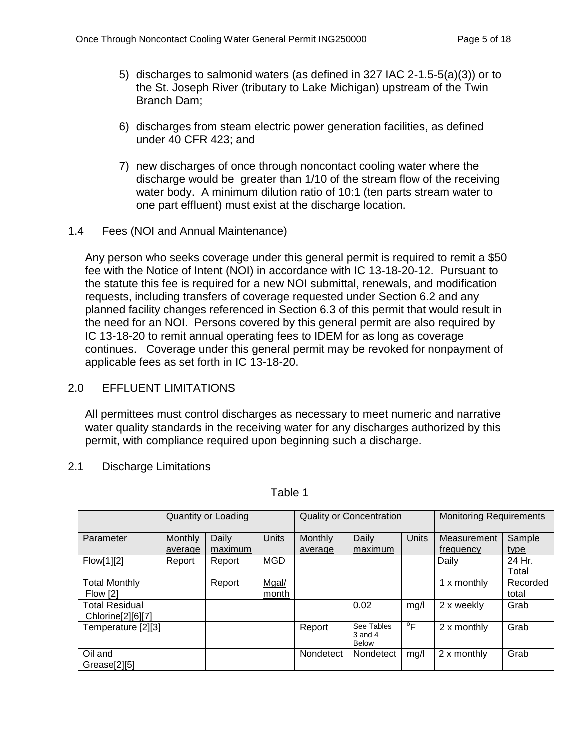5) discharges to salmonid waters (as defined in 327 IAC 2-1.5-5(a)(3)) or to the St. Joseph River (tributary to Lake Michigan) upstream of the Twin Branch Dam;

6) discharges from steam electric power generation facilities, as defined under 40 CFR 423; and

7) new discharges of once through noncontact cooling water where the discharge would be greater than 1/10 of the stream flow of the receiving water body. A minimum dilution ratio of 10:1 (ten parts stream water to one part effluent) must exist at the discharge location.

## 1.4 Fees (NOI and Annual Maintenance)

Any person who seeks coverage under this general permit is required to remit a $50 fee with the Notice of Intent (NOI) in accordance with IC 13-18-20-12. Pursuant to the statute this fee is required for a new NOI submittal, renewals, and modification requests, including transfers of coverage requested under Section 6.2 and any planned facility changes referenced in Section 6.3 of this permit that would result in the need for an NOI. Persons covered by this general permit are also required by IC 13-18-20 to remit annual operating fees to IDEM for as long as coverage continues. Coverage under this general permit may be revoked for nonpayment of applicable fees as set forth in IC 13-18-20.

# 2.0 EFFLUENT LIMITATIONS

All permittees must control discharges as necessary to meet numeric and narrative water quality standards in the receiving water for any discharges authorized by this permit, with compliance required upon beginning such a discharge.

## 2.1 Discharge Limitations

Table 1

| | Quantity or Loading | | | Quality or Concentration | | | Monitoring Requirements | |
|---|---|---|---|---|---|---|---|---|
| Parameter | Monthly average | Daily maximum | Units | Monthly average | Daily maximum | Units | Measurement frequency | Sample type |
| Flow[1][2] | Report | Report | MGD | | | | Daily | 24 Hr. Total |
| Total Monthly Flow [2] | | Report | Mgal/month | | | | 1 x monthly | Recorded total |
| Total Residual Chlorine[2][6][7] | | | | | 0.02 | mg/l | 2 x weekly | Grab |
| Temperature [2][3] | | | | Report | See Tables 3 and 4 Below | °F | 2 x monthly | Grab |
| Oil and Grease[2][5] | | | | Nondetect | Nondetect | mg/l | 2 x monthly | Grab |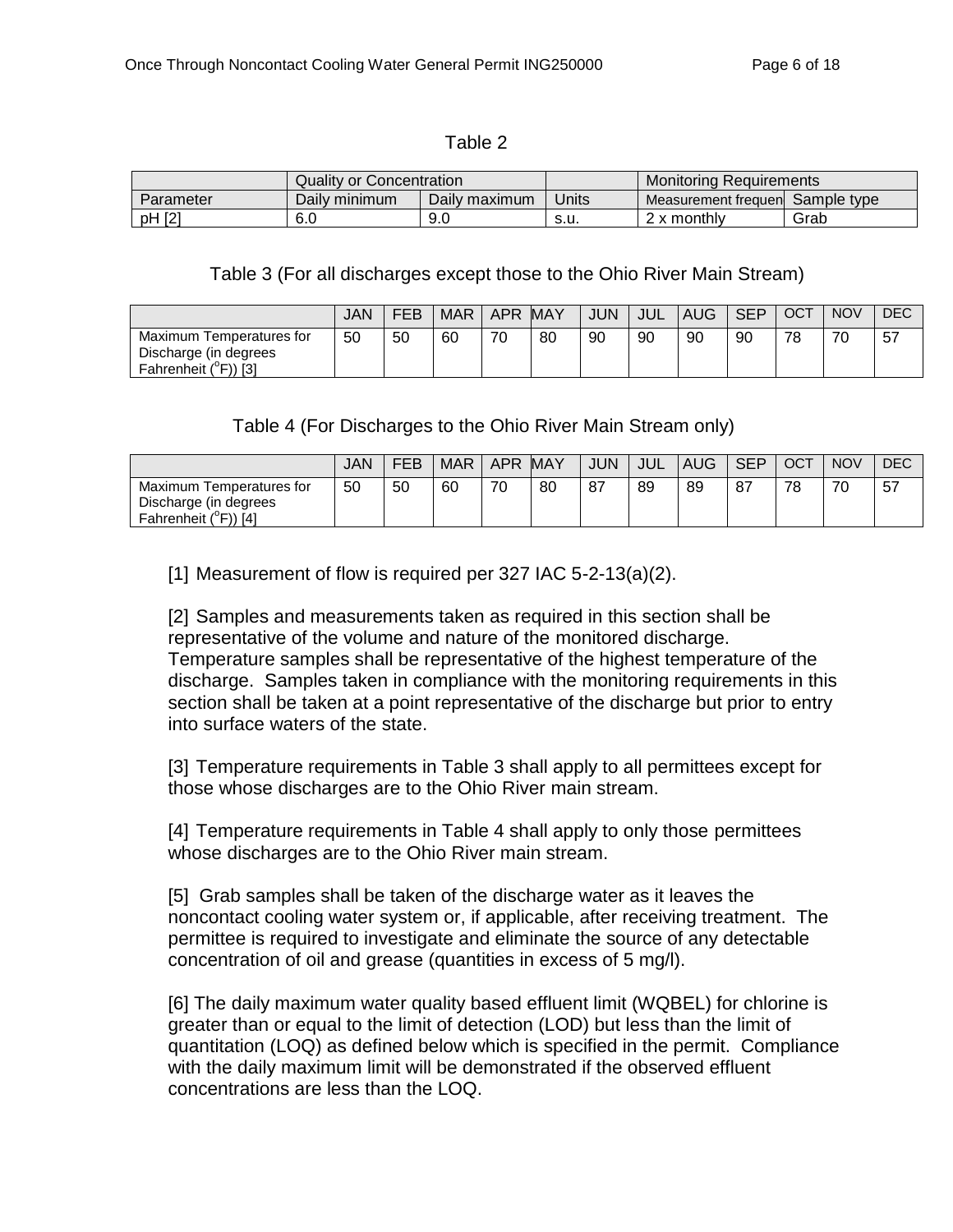Table 2

| | Quality or Concentration | | | Monitoring Requirements | |
|---|---|---|---|---|---|
| Parameter | Daily minimum | Daily maximum | Units | Measurement frequen | Sample type |
| pH [2] | 6.0 | 9.0 | s.u. | 2 x monthly | Grab |

Table 3 (For all discharges except those to the Ohio River Main Stream)

| | JAN | FEB | MAR | APR | MAY | JUN | JUL | AUG | SEP | OCT | NOV | DEC |
|---|---|---|---|---|---|---|---|---|---|---|---|---|
| Maximum Temperatures for Discharge (in degrees Fahrenheit (°F)) [3] | 50 | 50 | 60 | 70 | 80 | 90 | 90 | 90 | 90 | 78 | 70 | 57 |

Table 4 (For Discharges to the Ohio River Main Stream only)

| | JAN | FEB | MAR | APR | MAY | JUN | JUL | AUG | SEP | OCT | NOV | DEC |
|---|---|---|---|---|---|---|---|---|---|---|---|---|
| Maximum Temperatures for Discharge (in degrees Fahrenheit (°F)) [4] | 50 | 50 | 60 | 70 | 80 | 87 | 89 | 89 | 87 | 78 | 70 | 57 |

[1] Measurement of flow is required per 327 IAC 5-2-13(a)(2).

[2] Samples and measurements taken as required in this section shall be representative of the volume and nature of the monitored discharge. Temperature samples shall be representative of the highest temperature of the discharge. Samples taken in compliance with the monitoring requirements in this section shall be taken at a point representative of the discharge but prior to entry into surface waters of the state.

[3] Temperature requirements in Table 3 shall apply to all permittees except for those whose discharges are to the Ohio River main stream.

[4] Temperature requirements in Table 4 shall apply to only those permittees whose discharges are to the Ohio River main stream.

[5] Grab samples shall be taken of the discharge water as it leaves the noncontact cooling water system or, if applicable, after receiving treatment. The permittee is required to investigate and eliminate the source of any detectable concentration of oil and grease (quantities in excess of 5 mg/l).

[6] The daily maximum water quality based effluent limit (WQBEL) for chlorine is greater than or equal to the limit of detection (LOD) but less than the limit of quantitation (LOQ) as defined below which is specified in the permit. Compliance with the daily maximum limit will be demonstrated if the observed effluent concentrations are less than the LOQ.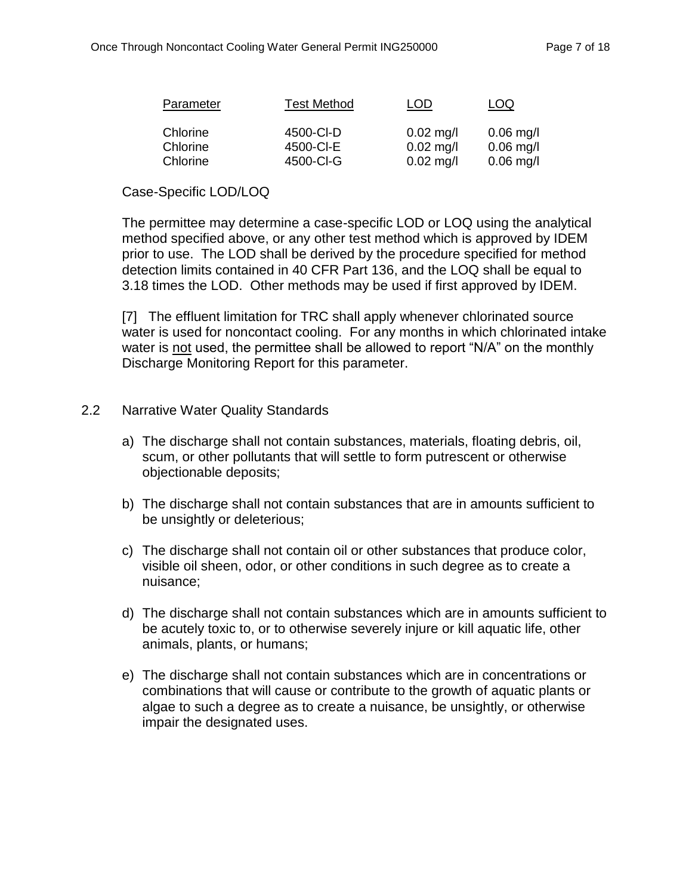| Parameter | Test Method | LOD | LOQ |
|---|---|---|---|
| Chlorine | 4500-Cl-D | 0.02 mg/l | 0.06 mg/l |
| Chlorine | 4500-Cl-E | 0.02 mg/l | 0.06 mg/l |
| Chlorine | 4500-Cl-G | 0.02 mg/l | 0.06 mg/l |

Case-Specific LOD/LOQ

The permittee may determine a case-specific LOD or LOQ using the analytical method specified above, or any other test method which is approved by IDEM prior to use. The LOD shall be derived by the procedure specified for method detection limits contained in 40 CFR Part 136, and the LOQ shall be equal to 3.18 times the LOD. Other methods may be used if first approved by IDEM.

[7] The effluent limitation for TRC shall apply whenever chlorinated source water is used for noncontact cooling. For any months in which chlorinated intake water is not used, the permittee shall be allowed to report "N/A" on the monthly Discharge Monitoring Report for this parameter.

## 2.2 Narrative Water Quality Standards

a) The discharge shall not contain substances, materials, floating debris, oil, scum, or other pollutants that will settle to form putrescent or otherwise objectionable deposits;

b) The discharge shall not contain substances that are in amounts sufficient to be unsightly or deleterious;

c) The discharge shall not contain oil or other substances that produce color, visible oil sheen, odor, or other conditions in such degree as to create a nuisance;

d) The discharge shall not contain substances which are in amounts sufficient to be acutely toxic to, or to otherwise severely injure or kill aquatic life, other animals, plants, or humans;

e) The discharge shall not contain substances which are in concentrations or combinations that will cause or contribute to the growth of aquatic plants or algae to such a degree as to create a nuisance, be unsightly, or otherwise impair the designated uses.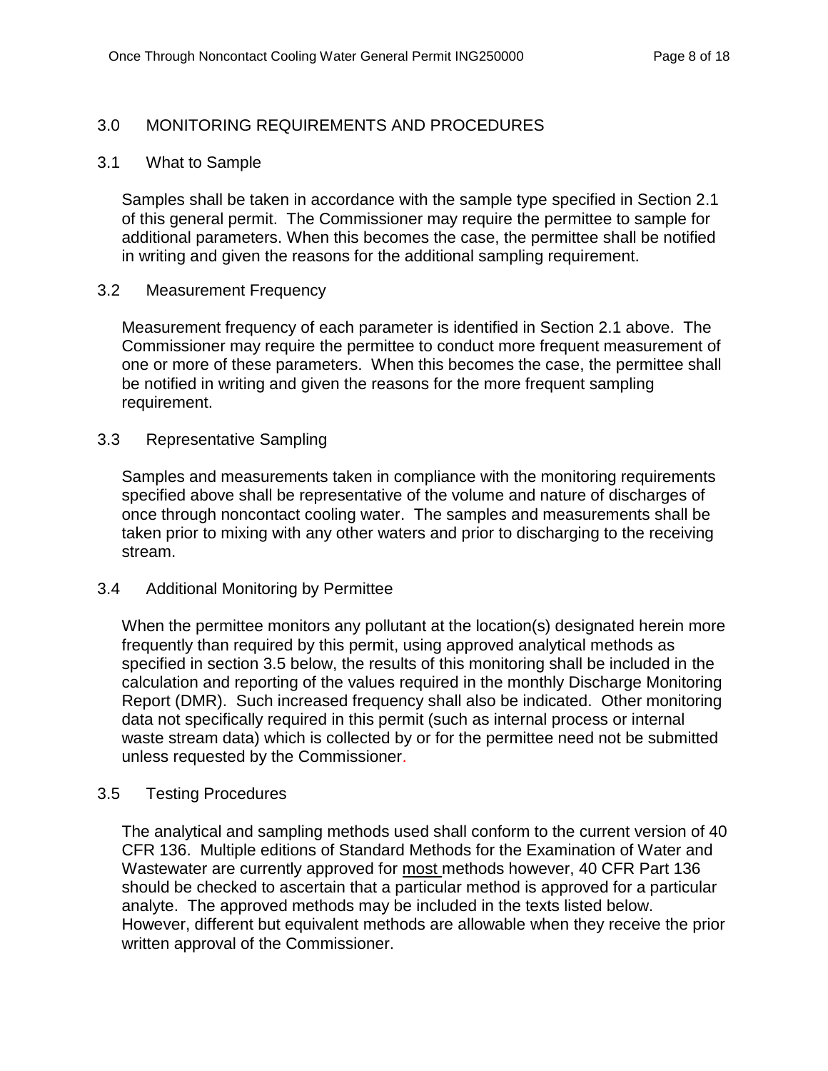## 3.0 MONITORING REQUIREMENTS AND PROCEDURES

### 3.1 What to Sample

Samples shall be taken in accordance with the sample type specified in Section 2.1 of this general permit. The Commissioner may require the permittee to sample for additional parameters. When this becomes the case, the permittee shall be notified in writing and given the reasons for the additional sampling requirement.

### 3.2 Measurement Frequency

Measurement frequency of each parameter is identified in Section 2.1 above. The Commissioner may require the permittee to conduct more frequent measurement of one or more of these parameters. When this becomes the case, the permittee shall be notified in writing and given the reasons for the more frequent sampling requirement.

### 3.3 Representative Sampling

Samples and measurements taken in compliance with the monitoring requirements specified above shall be representative of the volume and nature of discharges of once through noncontact cooling water. The samples and measurements shall be taken prior to mixing with any other waters and prior to discharging to the receiving stream.

### 3.4 Additional Monitoring by Permittee

When the permittee monitors any pollutant at the location(s) designated herein more frequently than required by this permit, using approved analytical methods as specified in section 3.5 below, the results of this monitoring shall be included in the calculation and reporting of the values required in the monthly Discharge Monitoring Report (DMR). Such increased frequency shall also be indicated. Other monitoring data not specifically required in this permit (such as internal process or internal waste stream data) which is collected by or for the permittee need not be submitted unless requested by the Commissioner.

### 3.5 Testing Procedures

The analytical and sampling methods used shall conform to the current version of 40 CFR 136. Multiple editions of Standard Methods for the Examination of Water and Wastewater are currently approved for most methods however, 40 CFR Part 136 should be checked to ascertain that a particular method is approved for a particular analyte. The approved methods may be included in the texts listed below. However, different but equivalent methods are allowable when they receive the prior written approval of the Commissioner.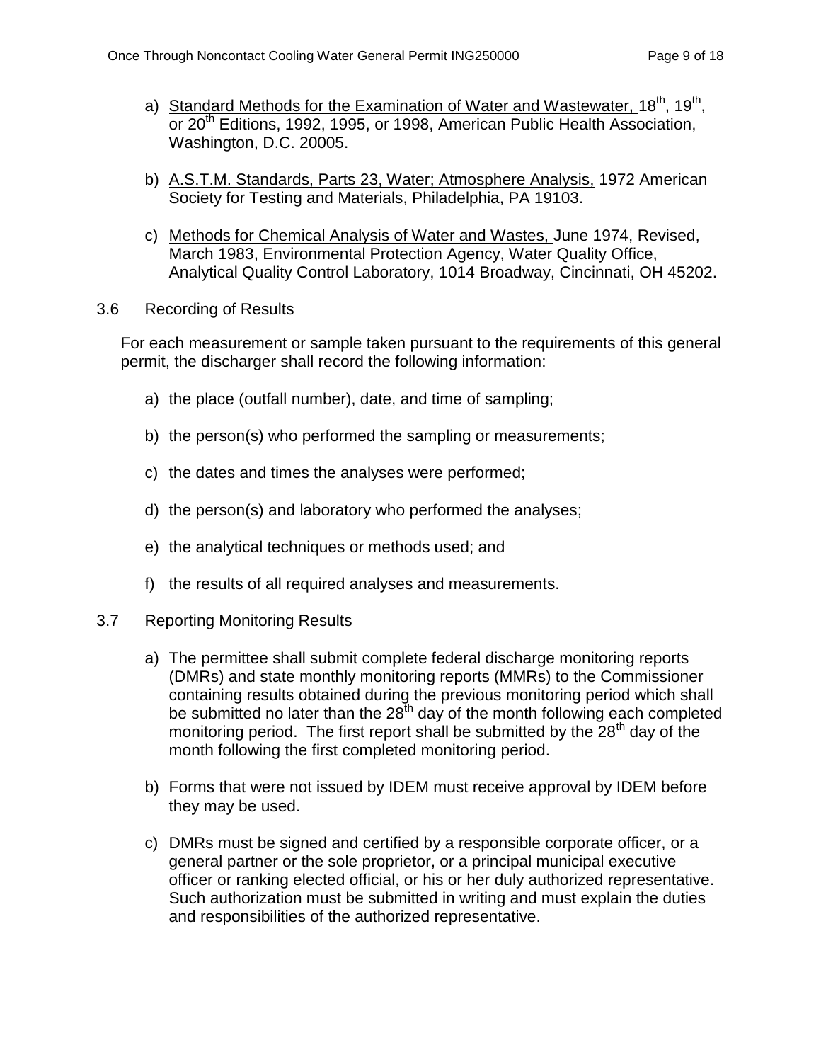a) Standard Methods for the Examination of Water and Wastewater, 18th, 19th, or 20th Editions, 1992, 1995, or 1998, American Public Health Association, Washington, D.C. 20005.

b) A.S.T.M. Standards, Parts 23, Water; Atmosphere Analysis, 1972 American Society for Testing and Materials, Philadelphia, PA 19103.

c) Methods for Chemical Analysis of Water and Wastes, June 1974, Revised, March 1983, Environmental Protection Agency, Water Quality Office, Analytical Quality Control Laboratory, 1014 Broadway, Cincinnati, OH 45202.

### 3.6 Recording of Results

For each measurement or sample taken pursuant to the requirements of this general permit, the discharger shall record the following information:

a) the place (outfall number), date, and time of sampling;

b) the person(s) who performed the sampling or measurements;

c) the dates and times the analyses were performed;

d) the person(s) and laboratory who performed the analyses;

e) the analytical techniques or methods used; and

f) the results of all required analyses and measurements.

### 3.7 Reporting Monitoring Results

a) The permittee shall submit complete federal discharge monitoring reports (DMRs) and state monthly monitoring reports (MMRs) to the Commissioner containing results obtained during the previous monitoring period which shall be submitted no later than the 28th day of the month following each completed monitoring period. The first report shall be submitted by the 28th day of the month following the first completed monitoring period.

b) Forms that were not issued by IDEM must receive approval by IDEM before they may be used.

c) DMRs must be signed and certified by a responsible corporate officer, or a general partner or the sole proprietor, or a principal municipal executive officer or ranking elected official, or his or her duly authorized representative. Such authorization must be submitted in writing and must explain the duties and responsibilities of the authorized representative.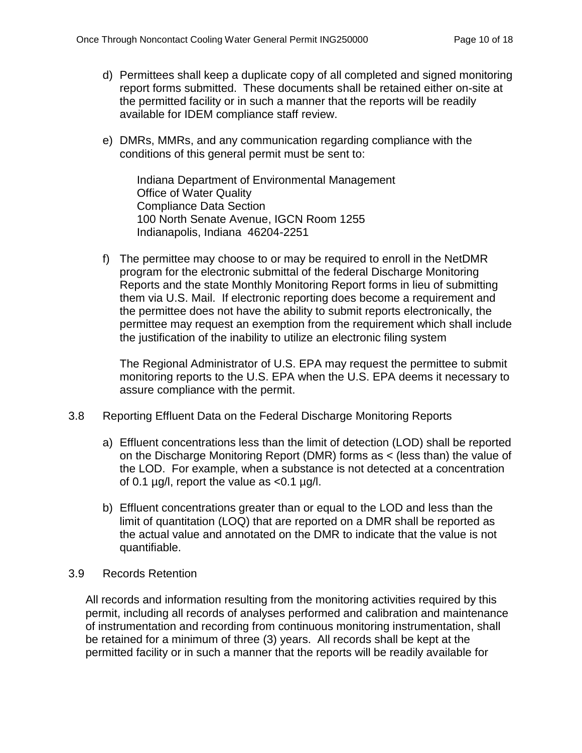d) Permittees shall keep a duplicate copy of all completed and signed monitoring report forms submitted. These documents shall be retained either on-site at the permitted facility or in such a manner that the reports will be readily available for IDEM compliance staff review.

e) DMRs, MMRs, and any communication regarding compliance with the conditions of this general permit must be sent to:

   Indiana Department of Environmental Management
   Office of Water Quality
   Compliance Data Section
   100 North Senate Avenue, IGCN Room 1255
   Indianapolis, Indiana 46204-2251

f) The permittee may choose to or may be required to enroll in the NetDMR program for the electronic submittal of the federal Discharge Monitoring Reports and the state Monthly Monitoring Report forms in lieu of submitting them via U.S. Mail. If electronic reporting does become a requirement and the permittee does not have the ability to submit reports electronically, the permittee may request an exemption from the requirement which shall include the justification of the inability to utilize an electronic filing system

   The Regional Administrator of U.S. EPA may request the permittee to submit monitoring reports to the U.S. EPA when the U.S. EPA deems it necessary to assure compliance with the permit.

3.8 Reporting Effluent Data on the Federal Discharge Monitoring Reports

a) Effluent concentrations less than the limit of detection (LOD) shall be reported on the Discharge Monitoring Report (DMR) forms as < (less than) the value of the LOD. For example, when a substance is not detected at a concentration of 0.1 µg/l, report the value as <0.1 µg/l.

b) Effluent concentrations greater than or equal to the LOD and less than the limit of quantitation (LOQ) that are reported on a DMR shall be reported as the actual value and annotated on the DMR to indicate that the value is not quantifiable.

3.9 Records Retention

All records and information resulting from the monitoring activities required by this permit, including all records of analyses performed and calibration and maintenance of instrumentation and recording from continuous monitoring instrumentation, shall be retained for a minimum of three (3) years. All records shall be kept at the permitted facility or in such a manner that the reports will be readily available for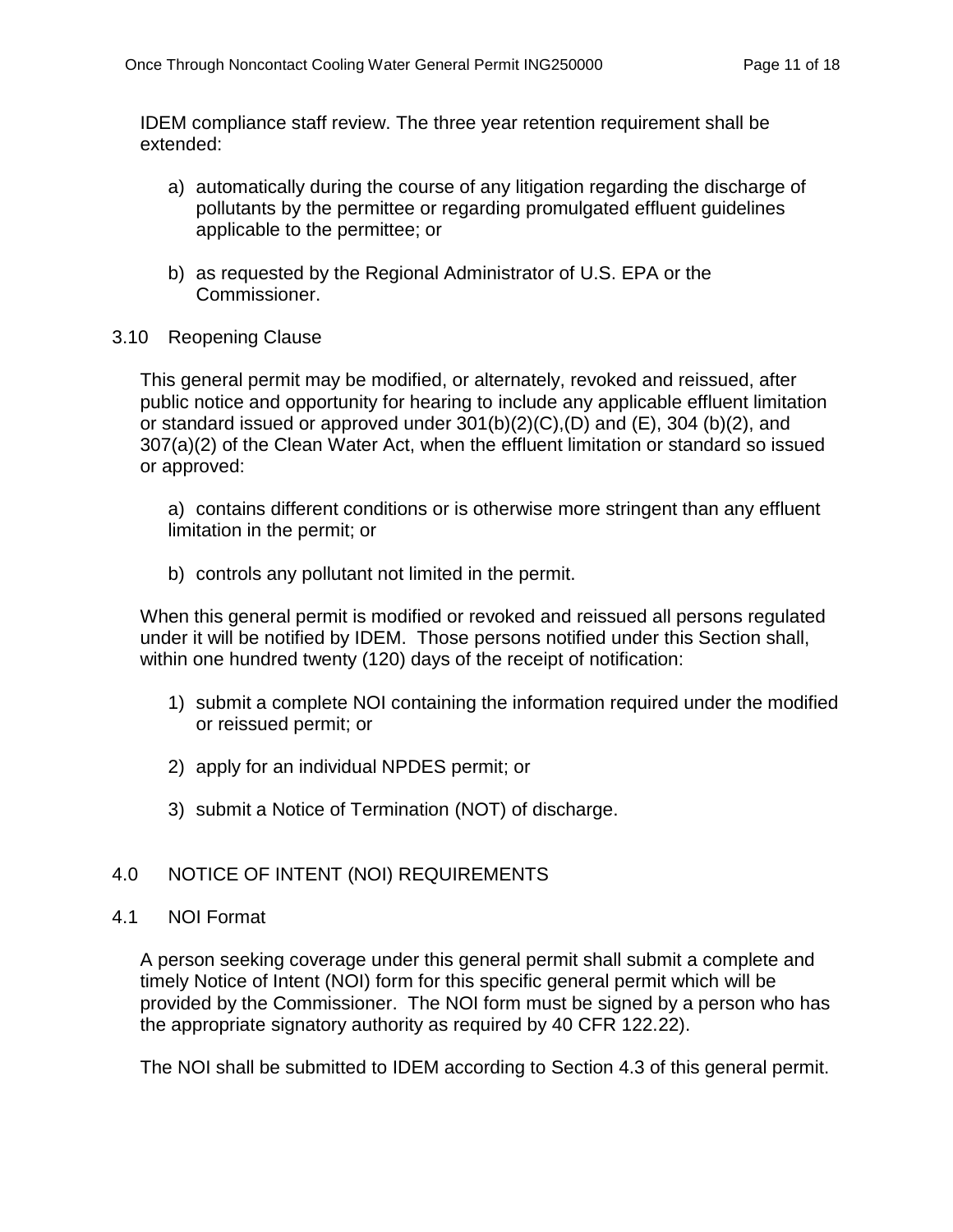IDEM compliance staff review. The three year retention requirement shall be extended:

a) automatically during the course of any litigation regarding the discharge of pollutants by the permittee or regarding promulgated effluent guidelines applicable to the permittee; or

b) as requested by the Regional Administrator of U.S. EPA or the Commissioner.

### 3.10 Reopening Clause

This general permit may be modified, or alternately, revoked and reissued, after public notice and opportunity for hearing to include any applicable effluent limitation or standard issued or approved under 301(b)(2)(C),(D) and (E), 304 (b)(2), and 307(a)(2) of the Clean Water Act, when the effluent limitation or standard so issued or approved:

a) contains different conditions or is otherwise more stringent than any effluent limitation in the permit; or

b) controls any pollutant not limited in the permit.

When this general permit is modified or revoked and reissued all persons regulated under it will be notified by IDEM. Those persons notified under this Section shall, within one hundred twenty (120) days of the receipt of notification:

1) submit a complete NOI containing the information required under the modified or reissued permit; or

2) apply for an individual NPDES permit; or

3) submit a Notice of Termination (NOT) of discharge.

## 4.0 NOTICE OF INTENT (NOI) REQUIREMENTS

### 4.1 NOI Format

A person seeking coverage under this general permit shall submit a complete and timely Notice of Intent (NOI) form for this specific general permit which will be provided by the Commissioner. The NOI form must be signed by a person who has the appropriate signatory authority as required by 40 CFR 122.22).

The NOI shall be submitted to IDEM according to Section 4.3 of this general permit.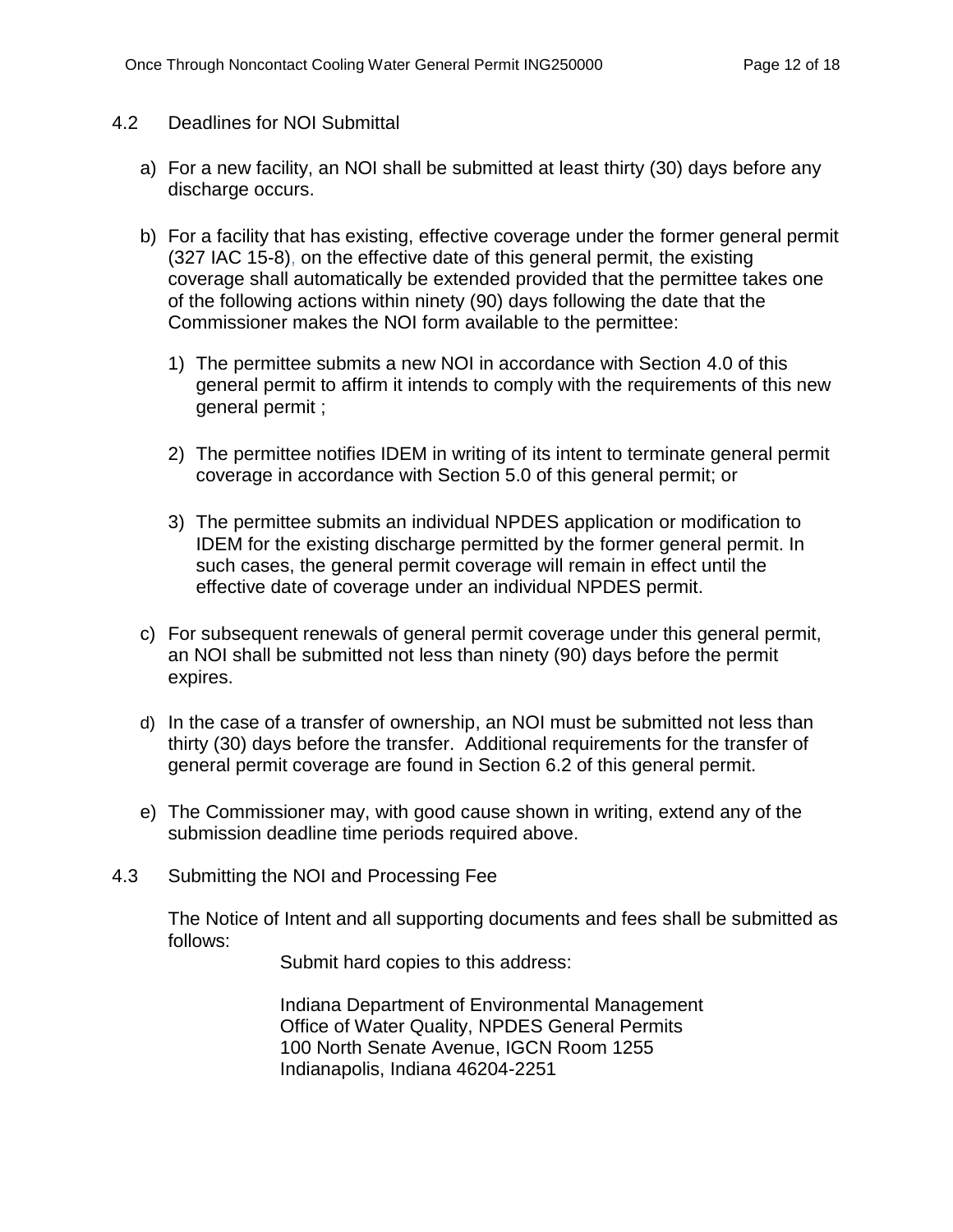## 4.2 Deadlines for NOI Submittal

a) For a new facility, an NOI shall be submitted at least thirty (30) days before any discharge occurs.

b) For a facility that has existing, effective coverage under the former general permit (327 IAC 15-8), on the effective date of this general permit, the existing coverage shall automatically be extended provided that the permittee takes one of the following actions within ninety (90) days following the date that the Commissioner makes the NOI form available to the permittee:

   1) The permittee submits a new NOI in accordance with Section 4.0 of this general permit to affirm it intends to comply with the requirements of this new general permit ;

   2) The permittee notifies IDEM in writing of its intent to terminate general permit coverage in accordance with Section 5.0 of this general permit; or

   3) The permittee submits an individual NPDES application or modification to IDEM for the existing discharge permitted by the former general permit. In such cases, the general permit coverage will remain in effect until the effective date of coverage under an individual NPDES permit.

c) For subsequent renewals of general permit coverage under this general permit, an NOI shall be submitted not less than ninety (90) days before the permit expires.

d) In the case of a transfer of ownership, an NOI must be submitted not less than thirty (30) days before the transfer. Additional requirements for the transfer of general permit coverage are found in Section 6.2 of this general permit.

e) The Commissioner may, with good cause shown in writing, extend any of the submission deadline time periods required above.

## 4.3 Submitting the NOI and Processing Fee

The Notice of Intent and all supporting documents and fees shall be submitted as follows:

Submit hard copies to this address:

Indiana Department of Environmental Management
Office of Water Quality, NPDES General Permits
100 North Senate Avenue, IGCN Room 1255
Indianapolis, Indiana 46204-2251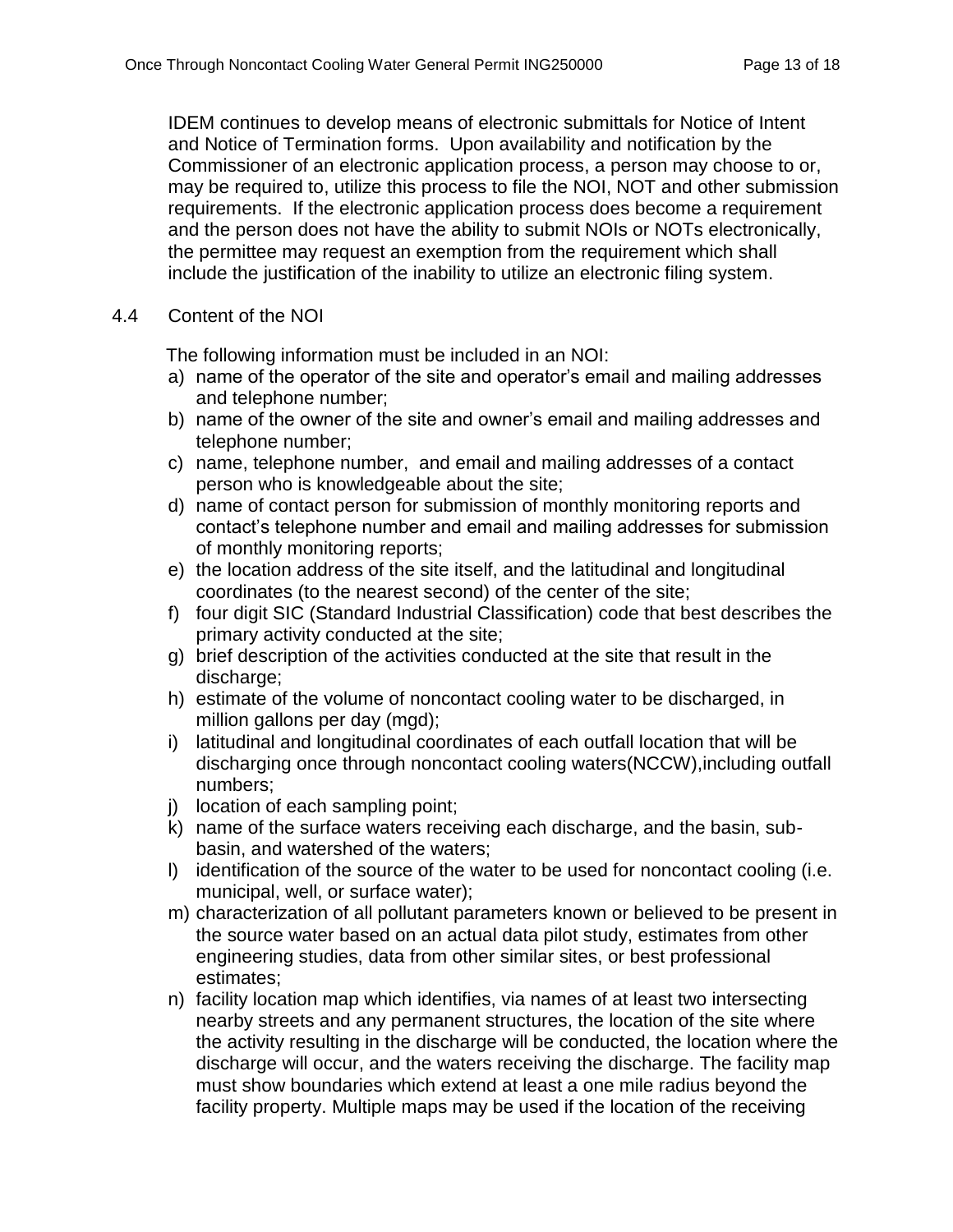IDEM continues to develop means of electronic submittals for Notice of Intent and Notice of Termination forms. Upon availability and notification by the Commissioner of an electronic application process, a person may choose to or, may be required to, utilize this process to file the NOI, NOT and other submission requirements. If the electronic application process does become a requirement and the person does not have the ability to submit NOIs or NOTs electronically, the permittee may request an exemption from the requirement which shall include the justification of the inability to utilize an electronic filing system.

## 4.4 Content of the NOI

The following information must be included in an NOI:

a) name of the operator of the site and operator's email and mailing addresses and telephone number;
b) name of the owner of the site and owner's email and mailing addresses and telephone number;
c) name, telephone number, and email and mailing addresses of a contact person who is knowledgeable about the site;
d) name of contact person for submission of monthly monitoring reports and contact's telephone number and email and mailing addresses for submission of monthly monitoring reports;
e) the location address of the site itself, and the latitudinal and longitudinal coordinates (to the nearest second) of the center of the site;
f) four digit SIC (Standard Industrial Classification) code that best describes the primary activity conducted at the site;
g) brief description of the activities conducted at the site that result in the discharge;
h) estimate of the volume of noncontact cooling water to be discharged, in million gallons per day (mgd);
i) latitudinal and longitudinal coordinates of each outfall location that will be discharging once through noncontact cooling waters(NCCW),including outfall numbers;
j) location of each sampling point;
k) name of the surface waters receiving each discharge, and the basin, sub-basin, and watershed of the waters;
l) identification of the source of the water to be used for noncontact cooling (i.e. municipal, well, or surface water);
m) characterization of all pollutant parameters known or believed to be present in the source water based on an actual data pilot study, estimates from other engineering studies, data from other similar sites, or best professional estimates;
n) facility location map which identifies, via names of at least two intersecting nearby streets and any permanent structures, the location of the site where the activity resulting in the discharge will be conducted, the location where the discharge will occur, and the waters receiving the discharge. The facility map must show boundaries which extend at least a one mile radius beyond the facility property. Multiple maps may be used if the location of the receiving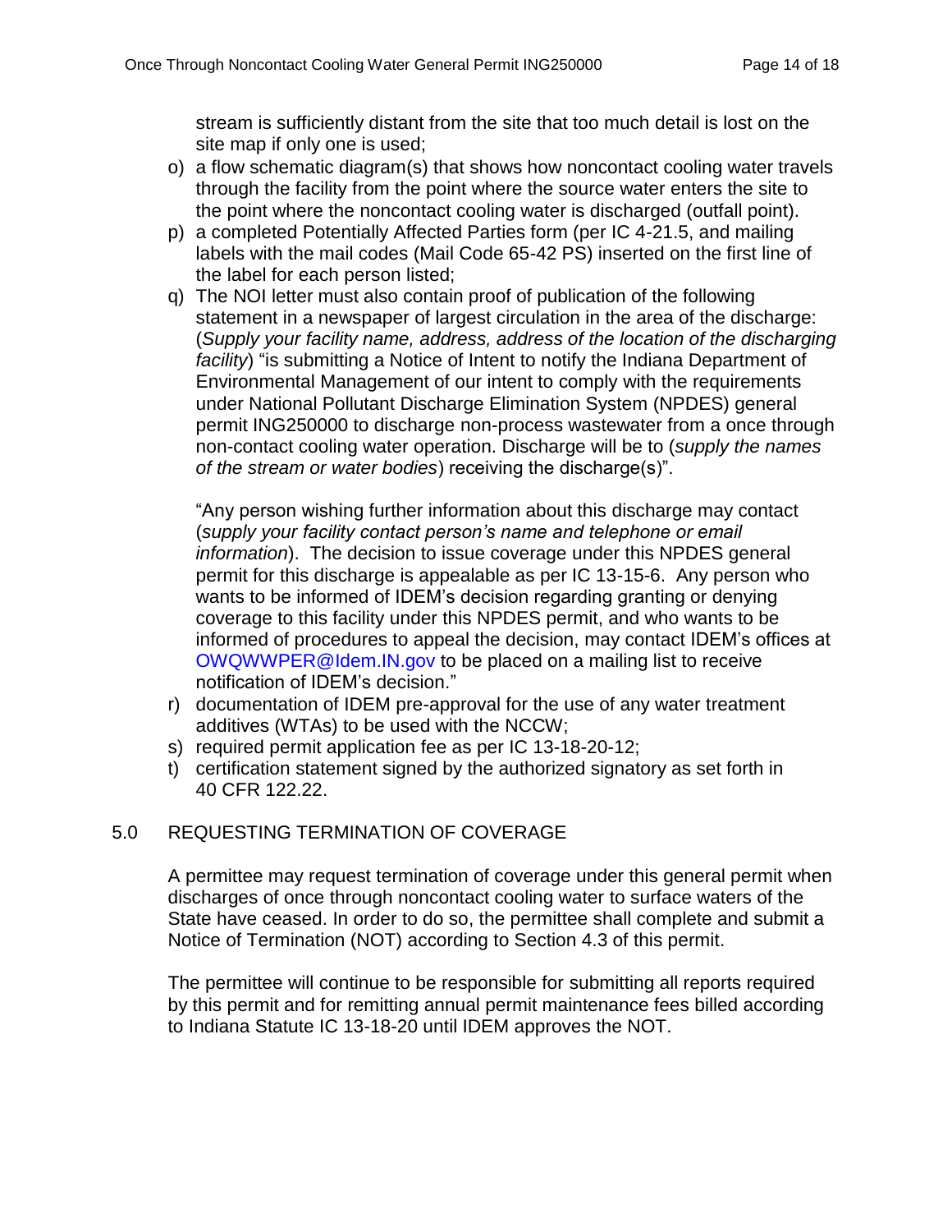stream is sufficiently distant from the site that too much detail is lost on the site map if only one is used;

o) a flow schematic diagram(s) that shows how noncontact cooling water travels through the facility from the point where the source water enters the site to the point where the noncontact cooling water is discharged (outfall point).

p) a completed Potentially Affected Parties form (per IC 4-21.5, and mailing labels with the mail codes (Mail Code 65-42 PS) inserted on the first line of the label for each person listed;

q) The NOI letter must also contain proof of publication of the following statement in a newspaper of largest circulation in the area of the discharge: (*Supply your facility name, address, address of the location of the discharging facility*) "is submitting a Notice of Intent to notify the Indiana Department of Environmental Management of our intent to comply with the requirements under National Pollutant Discharge Elimination System (NPDES) general permit ING250000 to discharge non-process wastewater from a once through non-contact cooling water operation. Discharge will be to (*supply the names of the stream or water bodies*) receiving the discharge(s)".

   "Any person wishing further information about this discharge may contact (*supply your facility contact person's name and telephone or email information*). The decision to issue coverage under this NPDES general permit for this discharge is appealable as per IC 13-15-6. Any person who wants to be informed of IDEM's decision regarding granting or denying coverage to this facility under this NPDES permit, and who wants to be informed of procedures to appeal the decision, may contact IDEM's offices at OWQWWPER@Idem.IN.gov to be placed on a mailing list to receive notification of IDEM's decision."

r) documentation of IDEM pre-approval for the use of any water treatment additives (WTAs) to be used with the NCCW;

s) required permit application fee as per IC 13-18-20-12;

t) certification statement signed by the authorized signatory as set forth in 40 CFR 122.22.

## 5.0 REQUESTING TERMINATION OF COVERAGE

A permittee may request termination of coverage under this general permit when discharges of once through noncontact cooling water to surface waters of the State have ceased. In order to do so, the permittee shall complete and submit a Notice of Termination (NOT) according to Section 4.3 of this permit.

The permittee will continue to be responsible for submitting all reports required by this permit and for remitting annual permit maintenance fees billed according to Indiana Statute IC 13-18-20 until IDEM approves the NOT.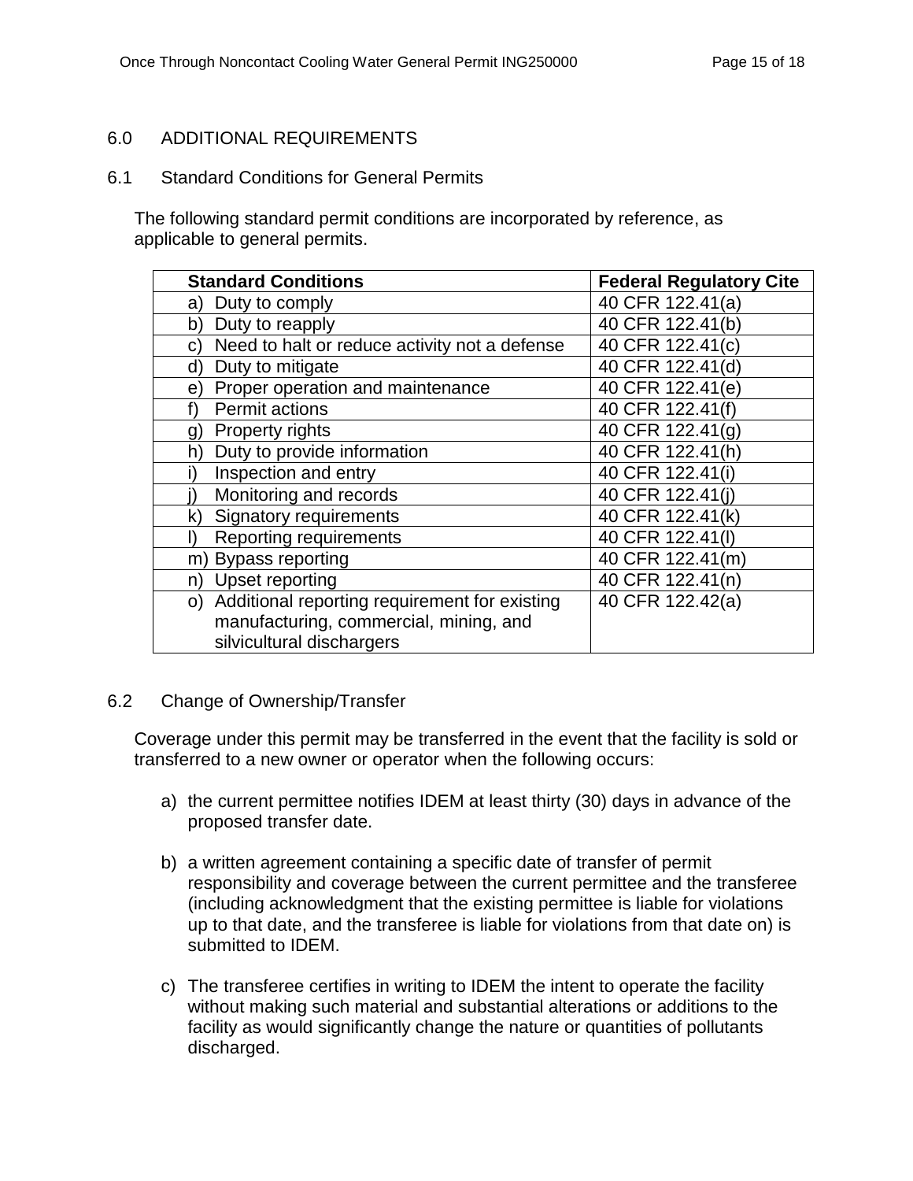## 6.0 ADDITIONAL REQUIREMENTS

### 6.1 Standard Conditions for General Permits

The following standard permit conditions are incorporated by reference, as applicable to general permits.

| Standard Conditions | Federal Regulatory Cite |
|---|---|
| a) Duty to comply | 40 CFR 122.41(a) |
| b) Duty to reapply | 40 CFR 122.41(b) |
| c) Need to halt or reduce activity not a defense | 40 CFR 122.41(c) |
| d) Duty to mitigate | 40 CFR 122.41(d) |
| e) Proper operation and maintenance | 40 CFR 122.41(e) |
| f) Permit actions | 40 CFR 122.41(f) |
| g) Property rights | 40 CFR 122.41(g) |
| h) Duty to provide information | 40 CFR 122.41(h) |
| i) Inspection and entry | 40 CFR 122.41(i) |
| j) Monitoring and records | 40 CFR 122.41(j) |
| k) Signatory requirements | 40 CFR 122.41(k) |
| l) Reporting requirements | 40 CFR 122.41(l) |
| m) Bypass reporting | 40 CFR 122.41(m) |
| n) Upset reporting | 40 CFR 122.41(n) |
| o) Additional reporting requirement for existing manufacturing, commercial, mining, and silvicultural dischargers | 40 CFR 122.42(a) |

### 6.2 Change of Ownership/Transfer

Coverage under this permit may be transferred in the event that the facility is sold or transferred to a new owner or operator when the following occurs:

a) the current permittee notifies IDEM at least thirty (30) days in advance of the proposed transfer date.

b) a written agreement containing a specific date of transfer of permit responsibility and coverage between the current permittee and the transferee (including acknowledgment that the existing permittee is liable for violations up to that date, and the transferee is liable for violations from that date on) is submitted to IDEM.

c) The transferee certifies in writing to IDEM the intent to operate the facility without making such material and substantial alterations or additions to the facility as would significantly change the nature or quantities of pollutants discharged.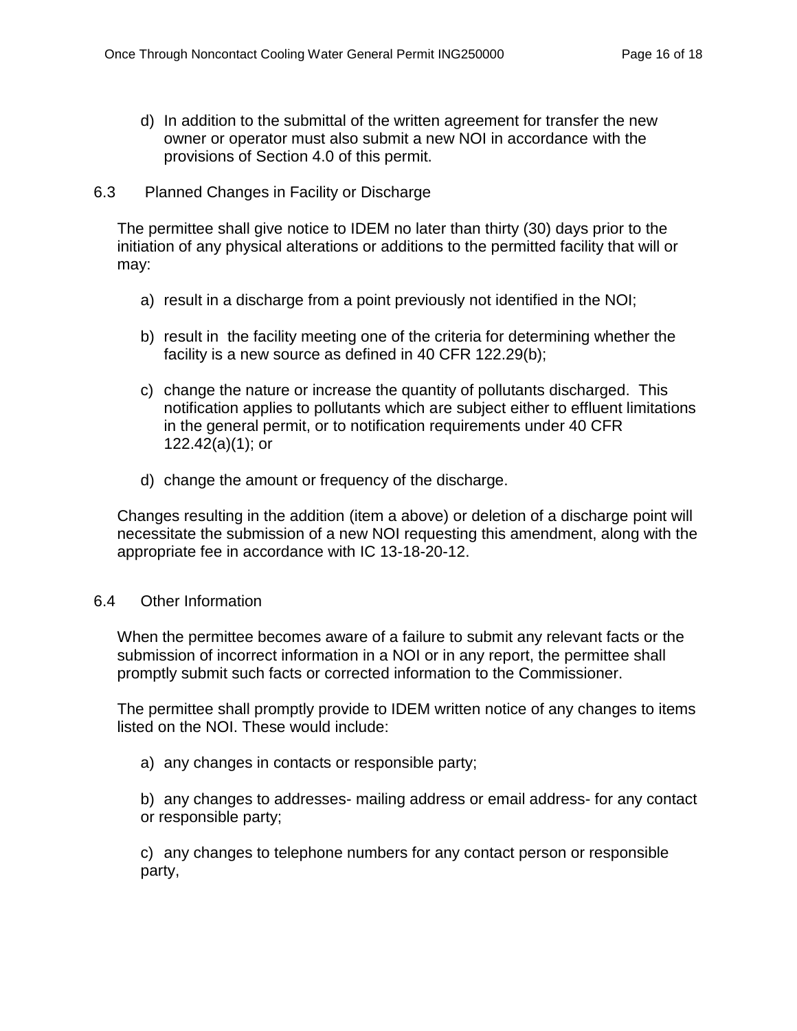d) In addition to the submittal of the written agreement for transfer the new owner or operator must also submit a new NOI in accordance with the provisions of Section 4.0 of this permit.

## 6.3 Planned Changes in Facility or Discharge

The permittee shall give notice to IDEM no later than thirty (30) days prior to the initiation of any physical alterations or additions to the permitted facility that will or may:

a) result in a discharge from a point previously not identified in the NOI;

b) result in the facility meeting one of the criteria for determining whether the facility is a new source as defined in 40 CFR 122.29(b);

c) change the nature or increase the quantity of pollutants discharged. This notification applies to pollutants which are subject either to effluent limitations in the general permit, or to notification requirements under 40 CFR 122.42(a)(1); or

d) change the amount or frequency of the discharge.

Changes resulting in the addition (item a above) or deletion of a discharge point will necessitate the submission of a new NOI requesting this amendment, along with the appropriate fee in accordance with IC 13-18-20-12.

## 6.4 Other Information

When the permittee becomes aware of a failure to submit any relevant facts or the submission of incorrect information in a NOI or in any report, the permittee shall promptly submit such facts or corrected information to the Commissioner.

The permittee shall promptly provide to IDEM written notice of any changes to items listed on the NOI. These would include:

a) any changes in contacts or responsible party;

b) any changes to addresses- mailing address or email address- for any contact or responsible party;

c) any changes to telephone numbers for any contact person or responsible party,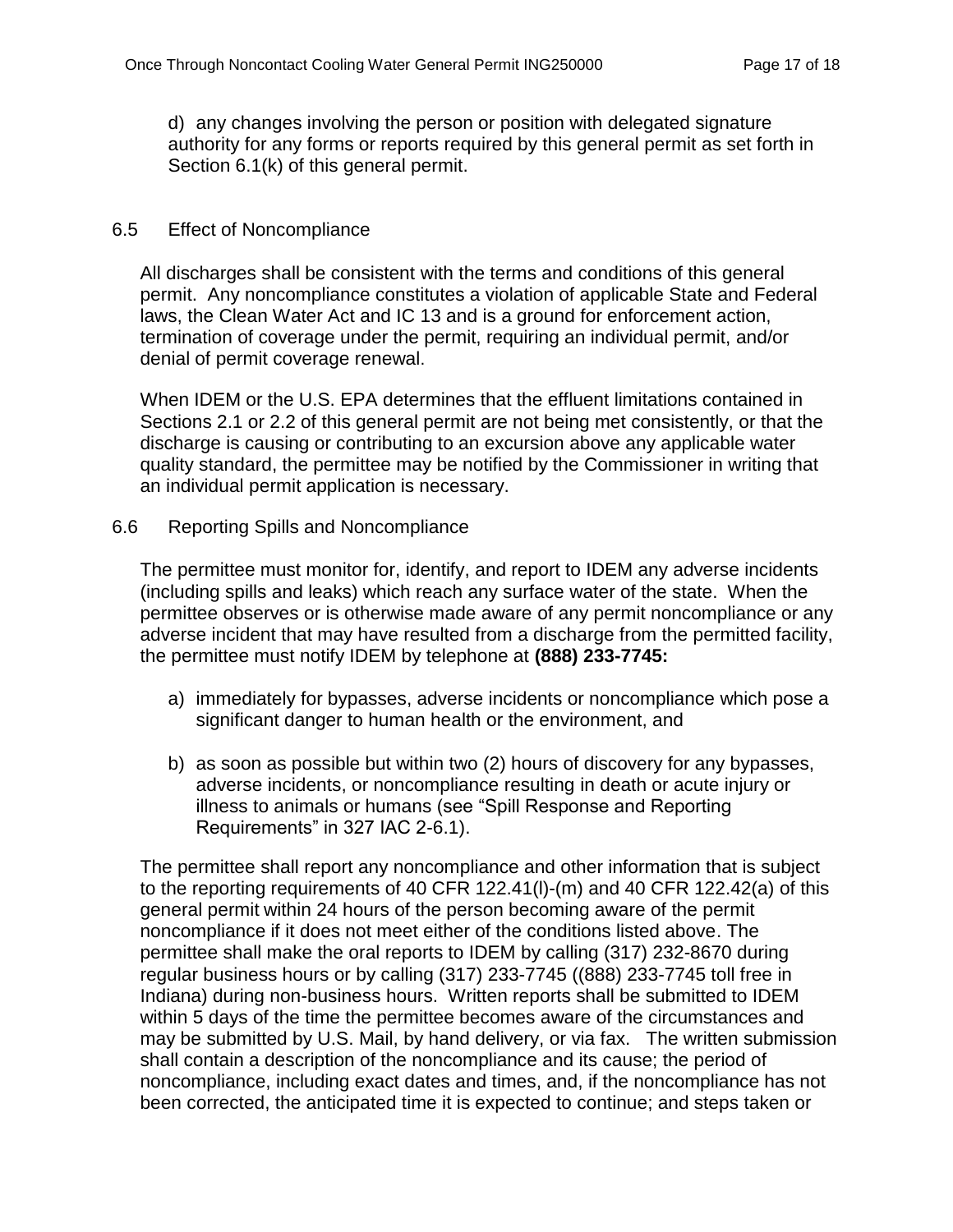d) any changes involving the person or position with delegated signature authority for any forms or reports required by this general permit as set forth in Section 6.1(k) of this general permit.

## 6.5 Effect of Noncompliance

All discharges shall be consistent with the terms and conditions of this general permit. Any noncompliance constitutes a violation of applicable State and Federal laws, the Clean Water Act and IC 13 and is a ground for enforcement action, termination of coverage under the permit, requiring an individual permit, and/or denial of permit coverage renewal.

When IDEM or the U.S. EPA determines that the effluent limitations contained in Sections 2.1 or 2.2 of this general permit are not being met consistently, or that the discharge is causing or contributing to an excursion above any applicable water quality standard, the permittee may be notified by the Commissioner in writing that an individual permit application is necessary.

## 6.6 Reporting Spills and Noncompliance

The permittee must monitor for, identify, and report to IDEM any adverse incidents (including spills and leaks) which reach any surface water of the state. When the permittee observes or is otherwise made aware of any permit noncompliance or any adverse incident that may have resulted from a discharge from the permitted facility, the permittee must notify IDEM by telephone at **(888) 233-7745:**

a) immediately for bypasses, adverse incidents or noncompliance which pose a significant danger to human health or the environment, and

b) as soon as possible but within two (2) hours of discovery for any bypasses, adverse incidents, or noncompliance resulting in death or acute injury or illness to animals or humans (see "Spill Response and Reporting Requirements" in 327 IAC 2-6.1).

The permittee shall report any noncompliance and other information that is subject to the reporting requirements of 40 CFR 122.41(l)-(m) and 40 CFR 122.42(a) of this general permit within 24 hours of the person becoming aware of the permit noncompliance if it does not meet either of the conditions listed above. The permittee shall make the oral reports to IDEM by calling (317) 232-8670 during regular business hours or by calling (317) 233-7745 ((888) 233-7745 toll free in Indiana) during non-business hours. Written reports shall be submitted to IDEM within 5 days of the time the permittee becomes aware of the circumstances and may be submitted by U.S. Mail, by hand delivery, or via fax. The written submission shall contain a description of the noncompliance and its cause; the period of noncompliance, including exact dates and times, and, if the noncompliance has not been corrected, the anticipated time it is expected to continue; and steps taken or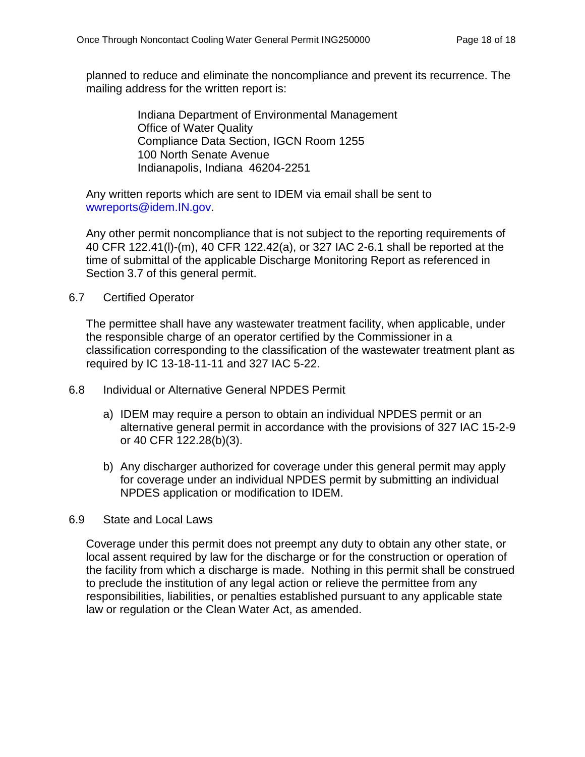planned to reduce and eliminate the noncompliance and prevent its recurrence. The mailing address for the written report is:

> Indiana Department of Environmental Management
> Office of Water Quality
> Compliance Data Section, IGCN Room 1255
> 100 North Senate Avenue
> Indianapolis, Indiana 46204-2251

Any written reports which are sent to IDEM via email shall be sent to wwreports@idem.IN.gov.

Any other permit noncompliance that is not subject to the reporting requirements of 40 CFR 122.41(l)-(m), 40 CFR 122.42(a), or 327 IAC 2-6.1 shall be reported at the time of submittal of the applicable Discharge Monitoring Report as referenced in Section 3.7 of this general permit.

### 6.7 Certified Operator

The permittee shall have any wastewater treatment facility, when applicable, under the responsible charge of an operator certified by the Commissioner in a classification corresponding to the classification of the wastewater treatment plant as required by IC 13-18-11-11 and 327 IAC 5-22.

### 6.8 Individual or Alternative General NPDES Permit

a) IDEM may require a person to obtain an individual NPDES permit or an alternative general permit in accordance with the provisions of 327 IAC 15-2-9 or 40 CFR 122.28(b)(3).

b) Any discharger authorized for coverage under this general permit may apply for coverage under an individual NPDES permit by submitting an individual NPDES application or modification to IDEM.

### 6.9 State and Local Laws

Coverage under this permit does not preempt any duty to obtain any other state, or local assent required by law for the discharge or for the construction or operation of the facility from which a discharge is made. Nothing in this permit shall be construed to preclude the institution of any legal action or relieve the permittee from any responsibilities, liabilities, or penalties established pursuant to any applicable state law or regulation or the Clean Water Act, as amended.